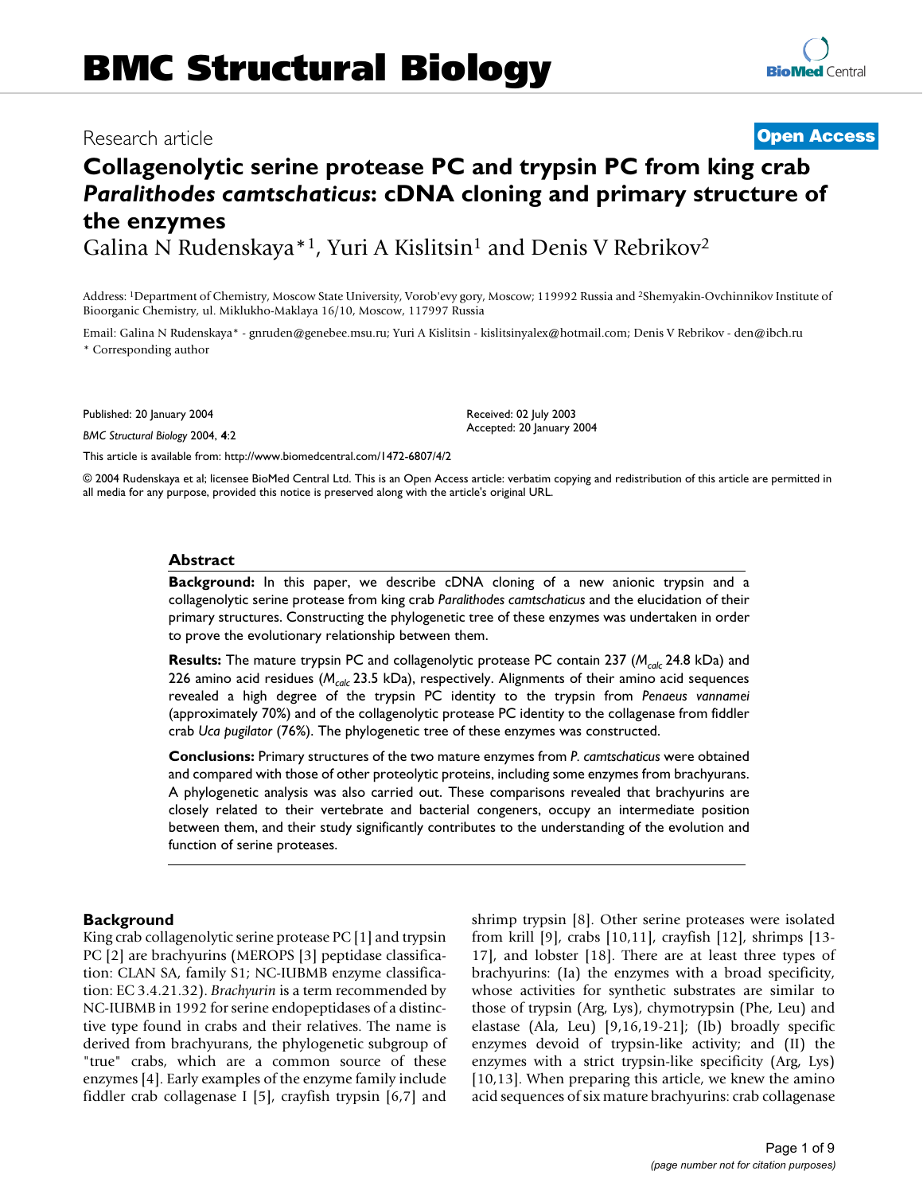# BMC Structural Biology

Research article

**Open Access**

## Collagenolytic serine protease PC and trypsin PC from king crab *Paralithodes camtschaticus*: cDNA cloning and primary structure of the enzymes

Galina N Rudenskaya*[1], Yuri A Kislitsin[1] and Denis V Rebrikov[2]

Address: [1]Department of Chemistry, Moscow State University, Vorob'evy gory, Moscow; 119992 Russia and [2]Shemyakin-Ovchinnikov Institute of Bioorganic Chemistry, ul. Miklukho-Maklaya 16/10, Moscow, 117997 Russia

Email: Galina N Rudenskaya* - gnruden@genebee.msu.ru; Yuri A Kislitsin - kislitsinyalex@hotmail.com; Denis V Rebrikov - den@ibch.ru

\* Corresponding author

Published: 20 January 2004

*BMC Structural Biology* 2004, **4**:2

Received: 02 July 2003
Accepted: 20 January 2004

This article is available from: http://www.biomedcentral.com/1472-6807/4/2

© 2004 Rudenskaya et al; licensee BioMed Central Ltd. This is an Open Access article: verbatim copying and redistribution of this article are permitted in all media for any purpose, provided this notice is preserved along with the article's original URL.

### Abstract

**Background:** In this paper, we describe cDNA cloning of a new anionic trypsin and a collagenolytic serine protease from king crab *Paralithodes camtschaticus* and the elucidation of their primary structures. Constructing the phylogenetic tree of these enzymes was undertaken in order to prove the evolutionary relationship between them.

**Results:** The mature trypsin PC and collagenolytic protease PC contain 237 ($M_{calc}$ 24.8 kDa) and 226 amino acid residues ($M_{calc}$ 23.5 kDa), respectively. Alignments of their amino acid sequences revealed a high degree of the trypsin PC identity to the trypsin from *Penaeus vannamei* (approximately 70%) and of the collagenolytic protease PC identity to the collagenase from fiddler crab *Uca pugilator* (76%). The phylogenetic tree of these enzymes was constructed.

**Conclusions:** Primary structures of the two mature enzymes from *P. camtschaticus* were obtained and compared with those of other proteolytic proteins, including some enzymes from brachyurans. A phylogenetic analysis was also carried out. These comparisons revealed that brachyurins are closely related to their vertebrate and bacterial congeners, occupy an intermediate position between them, and their study significantly contributes to the understanding of the evolution and function of serine proteases.

### Background

King crab collagenolytic serine protease PC [1] and trypsin PC [2] are brachyurins (MEROPS [3] peptidase classification: CLAN SA, family S1; NC-IUBMB enzyme classification: EC 3.4.21.32). *Brachyurin* is a term recommended by NC-IUBMB in 1992 for serine endopeptidases of a distinctive type found in crabs and their relatives. The name is derived from brachyurans, the phylogenetic subgroup of "true" crabs, which are a common source of these enzymes [4]. Early examples of the enzyme family include fiddler crab collagenase I [5], crayfish trypsin [6,7] and shrimp trypsin [8]. Other serine proteases were isolated from krill [9], crabs [10,11], crayfish [12], shrimps [13-17], and lobster [18]. There are at least three types of brachyurins: (Ia) the enzymes with a broad specificity, whose activities for synthetic substrates are similar to those of trypsin (Arg, Lys), chymotrypsin (Phe, Leu) and elastase (Ala, Leu) [9,16,19-21]; (Ib) broadly specific enzymes devoid of trypsin-like activity; and (II) the enzymes with a strict trypsin-like specificity (Arg, Lys) [10,13]. When preparing this article, we knew the amino acid sequences of six mature brachyurins: crab collagenase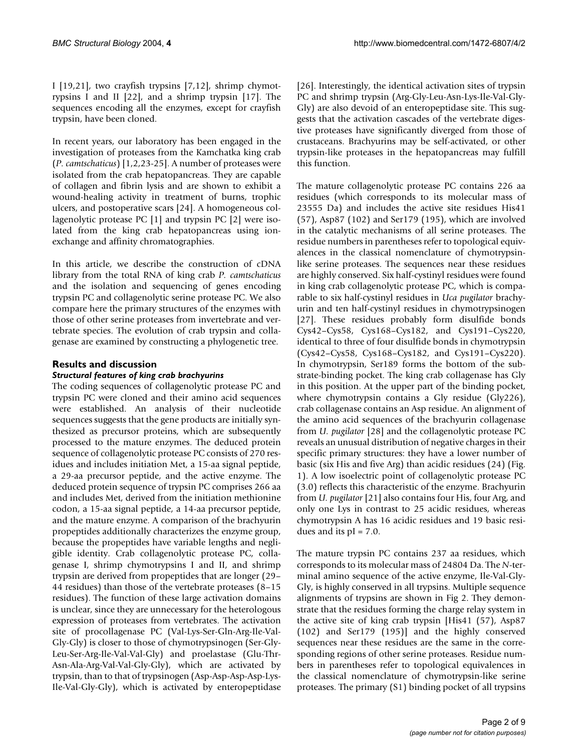I [19,21], two crayfish trypsins [7,12], shrimp chymotrypsins I and II [22], and a shrimp trypsin [17]. The sequences encoding all the enzymes, except for crayfish trypsin, have been cloned.

In recent years, our laboratory has been engaged in the investigation of proteases from the Kamchatka king crab (*P. camtschaticus*) [1,2,23-25]. A number of proteases were isolated from the crab hepatopancreas. They are capable of collagen and fibrin lysis and are shown to exhibit a wound-healing activity in treatment of burns, trophic ulcers, and postoperative scars [24]. A homogeneous collagenolytic protease PC [1] and trypsin PC [2] were isolated from the king crab hepatopancreas using ion-exchange and affinity chromatographies.

In this article, we describe the construction of cDNA library from the total RNA of king crab *P. camtschaticus* and the isolation and sequencing of genes encoding trypsin PC and collagenolytic serine protease PC. We also compare here the primary structures of the enzymes with those of other serine proteases from invertebrate and vertebrate species. The evolution of crab trypsin and collagenase are examined by constructing a phylogenetic tree.

## Results and discussion

### *Structural features of king crab brachyurins*

The coding sequences of collagenolytic protease PC and trypsin PC were cloned and their amino acid sequences were established. An analysis of their nucleotide sequences suggests that the gene products are initially synthesized as precursor proteins, which are subsequently processed to the mature enzymes. The deduced protein sequence of collagenolytic protease PC consists of 270 residues and includes initiation Met, a 15-aa signal peptide, a 29-aa precursor peptide, and the active enzyme. The deduced protein sequence of trypsin PC comprises 266 aa and includes Met, derived from the initiation methionine codon, a 15-aa signal peptide, a 14-aa precursor peptide, and the mature enzyme. A comparison of the brachyurin propeptides additionally characterizes the enzyme group, because the propeptides have variable lengths and negligible identity. Crab collagenolytic protease PC, collagenase I, shrimp chymotrypsins I and II, and shrimp trypsin are derived from propeptides that are longer (29–44 residues) than those of the vertebrate proteases (8–15 residues). The function of these large activation domains is unclear, since they are unnecessary for the heterologous expression of proteases from vertebrates. The activation site of procollagenase PC (Val-Lys-Ser-Gln-Arg-Ile-Val-Gly-Gly) is closer to those of chymotrypsinogen (Ser-Gly-Leu-Ser-Arg-Ile-Val-Val-Gly) and proelastase (Glu-Thr-Asn-Ala-Arg-Val-Val-Gly-Gly), which are activated by trypsin, than to that of trypsinogen (Asp-Asp-Asp-Asp-Lys-Ile-Val-Gly-Gly), which is activated by enteropeptidase [26]. Interestingly, the identical activation sites of trypsin PC and shrimp trypsin (Arg-Gly-Leu-Asn-Lys-Ile-Val-Gly-Gly) are also devoid of an enteropeptidase site. This suggests that the activation cascades of the vertebrate digestive proteases have significantly diverged from those of crustaceans. Brachyurins may be self-activated, or other trypsin-like proteases in the hepatopancreas may fulfill this function.

The mature collagenolytic protease PC contains 226 aa residues (which corresponds to its molecular mass of 23555 Da) and includes the active site residues His41 (57), Asp87 (102) and Ser179 (195), which are involved in the catalytic mechanisms of all serine proteases. The residue numbers in parentheses refer to topological equivalences in the classical nomenclature of chymotrypsin-like serine proteases. The sequences near these residues are highly conserved. Six half-cystinyl residues were found in king crab collagenolytic protease PC, which is comparable to six half-cystinyl residues in *Uca pugilator* brachyurin and ten half-cystinyl residues in chymotrypsinogen [27]. These residues probably form disulfide bonds Cys42–Cys58, Cys168–Cys182, and Cys191–Cys220, identical to three of four disulfide bonds in chymotrypsin (Cys42–Cys58, Cys168–Cys182, and Cys191–Cys220). In chymotrypsin, Ser189 forms the bottom of the substrate-binding pocket. The king crab collagenase has Gly in this position. At the upper part of the binding pocket, where chymotrypsin contains a Gly residue (Gly226), crab collagenase contains an Asp residue. An alignment of the amino acid sequences of the brachyurin collagenase from *U. pugilator* [28] and the collagenolytic protease PC reveals an unusual distribution of negative charges in their specific primary structures: they have a lower number of basic (six His and five Arg) than acidic residues (24) (Fig. 1). A low isoelectric point of collagenolytic protease PC (3.0) reflects this characteristic of the enzyme. Brachyurin from *U. pugilator* [21] also contains four His, four Arg, and only one Lys in contrast to 25 acidic residues, whereas chymotrypsin A has 16 acidic residues and 19 basic residues and its pI = 7.0.

The mature trypsin PC contains 237 aa residues, which corresponds to its molecular mass of 24804 Da. The *N*-terminal amino sequence of the active enzyme, Ile-Val-Gly-Gly, is highly conserved in all trypsins. Multiple sequence alignments of trypsins are shown in Fig 2. They demonstrate that the residues forming the charge relay system in the active site of king crab trypsin [His41 (57), Asp87 (102) and Ser179 (195)] and the highly conserved sequences near these residues are the same in the corresponding regions of other serine proteases. Residue numbers in parentheses refer to topological equivalences in the classical nomenclature of chymotrypsin-like serine proteases. The primary (S1) binding pocket of all trypsins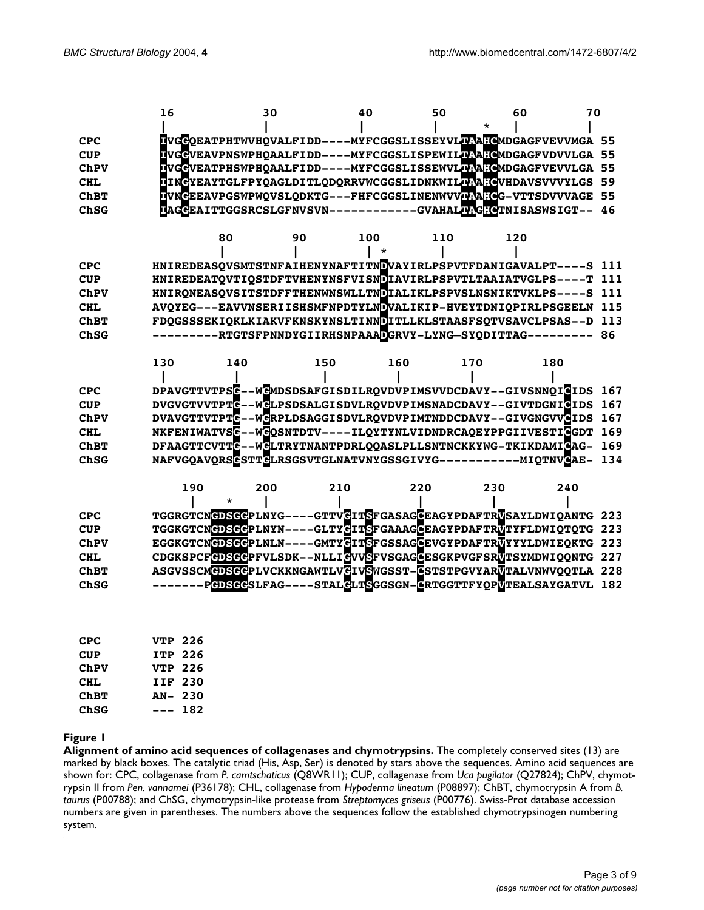```
        16          30          40          50    *     60          70
        |           |           |           |           |           |
CPC     IVGGQEATPHTWVHQVALFIDD----MYFCGGSLISSEYVLTAAHCMDGAGFVEVVMGA  55
CUP     IVGGVEAVPNSWPHQAALFIDD----MYFCGGSLISPEWILTAAHCMDGAGFVDVVLGA  55
ChPV    IVGGVEATPHSWPHQAALFIDD----MYFCGGSLISSEWVLTAAHCMDGAGFVEVVLGA  55
CHL     IINGYEAYTGLFPYQAGLDITLQDQRRVWCGGSLIDNKWILTAAHCVHDAVSVVVYLGS  59
ChBT    IVNGEEAVPGSWPWQVSLQDKTG---FHFCGGSLINENWVVTAAHCG-VTTSDVVVAGE  55
ChSG    IAGGEAITTGGSRCSLGFNVSVN------------GVAHALTAGHCTNISASWSIGT--  46

            80          90          100 *       110         120
            |           |           |           |           |
CPC     HNIREDEASQVSMTSTNFAIHENYNAFTITNDVAYIRLPSPVTFDANIGAVALPT----S  111
CUP     HNIREDEATQVTIQSTDFTVHENYNSFVISNDIAVIRLPSPVTLTAAIATVGLPS----T  111
ChPV    HNIRQNEASQVSITSTDFFTHENWNSWLLTNDIALIKLPSPVSLNSNIKTVKLPS----S  111
CHL     AVQYEG---EAVVNSERIISHSHSMFNPDTYLNDVALIKIP-HVEYTDNIQPIRLPSGEELN  115
ChBT    FDQGSSSEKIQKLKIAKVFKNSKYNSLTINNDITLLKLSTAASFSQTVSAVCLPSAS--D  113
ChSG    ---------RTGTSFPNNDYGIIRHSNPAAADGRVY-LYNG—SYQDITTAG---------  86

        130         140         150         160         170         180
        |           |           |           |           |           |
CPC     DPAVGTTVTPSG--WGMDSDSAFGISDILRQVDVPIMSVVDCDAVY--GIVSNNQICIDS  167
CUP     DVGVGTVVTPTG--WGLPSDSALGISDVLRQVDVPIMSNADCDAVY--GIVTDGNICIDS  167
ChPV    DVAVGTTVTPTG--WGRPLDSAGGISDVLRQVDVPIMTNDDCDAVY--GIVGNGVVCIDS  167
CHL     NKFENIWATVSG--WGQSNTDTV----ILQYTYNLVIDNDRCAQEYPPGIIVESTICGDT  169
ChBT    DFAAGTTCVTTG--WGLTRYTNANTPDRLQQASLPLLSNTNCKKYWG-TKIKDAMICAG-  169
ChSG    NAFVGQAVQRSGSTTGLRSGSVTGLNATVNYGSSGIVYG-----------MIQTNVCAE-  134

            190 *       200         210         220         230         240
            |           |           |           |           |           |
CPC     TGGRGTCNGDSGGPLNYG----GTTVGITSFGASAGCEAGYPDAFTRVSAYLDWIQANTG  223
CUP     TGGKGTCNGDSGGPLNYN----GLTYGITSFGAAAGCEAGYPDAFTRVTYFLDWIQTQTG  223
ChPV    EGGKGTCNGDSGGPLNLN----GMTYGITSFGSSAGCEVGYPDAFTRVYYYLDWIEQKTG  223
CHL     CDGKSPCFGDSGGPFVLSDK--NLLIGVVSFVSGAGCESGKPVGFSRVTSYMDWIQQNTG  227
ChBT    ASGVSSCMGDSGGPLVCKKNGAWTLVGIVSWGSST-CSTSTPGVYARVTALVNWVQQTLA  228
ChSG    -------PGDSGGSLFAG----STALGLTSGGSGN-CRTGGTTFYQPVTEALSAYGATVL  182

CPC     VTP 226
CUP     ITP 226
ChPV    VTP 226
CHL     IIF 230
ChBT    AN- 230
ChSG    --- 182
```

**Figure 1**

**Alignment of amino acid sequences of collagenases and chymotrypsins.** The completely conserved sites (13) are marked by black boxes. The catalytic triad (His, Asp, Ser) is denoted by stars above the sequences. Amino acid sequences are shown for: CPC, collagenase from *P. camtschaticus* (Q8WR11); CUP, collagenase from *Uca pugilator* (Q27824); ChPV, chymotrypsin II from *Pen. vannamei* (P36178); CHL, collagenase from *Hypoderma lineatum* (P08897); ChBT, chymotrypsin A from *B. taurus* (P00788); and ChSG, chymotrypsin-like protease from *Streptomyces griseus* (P00776). Swiss-Prot database accession numbers are given in parentheses. The numbers above the sequences follow the established chymotrypsinogen numbering system.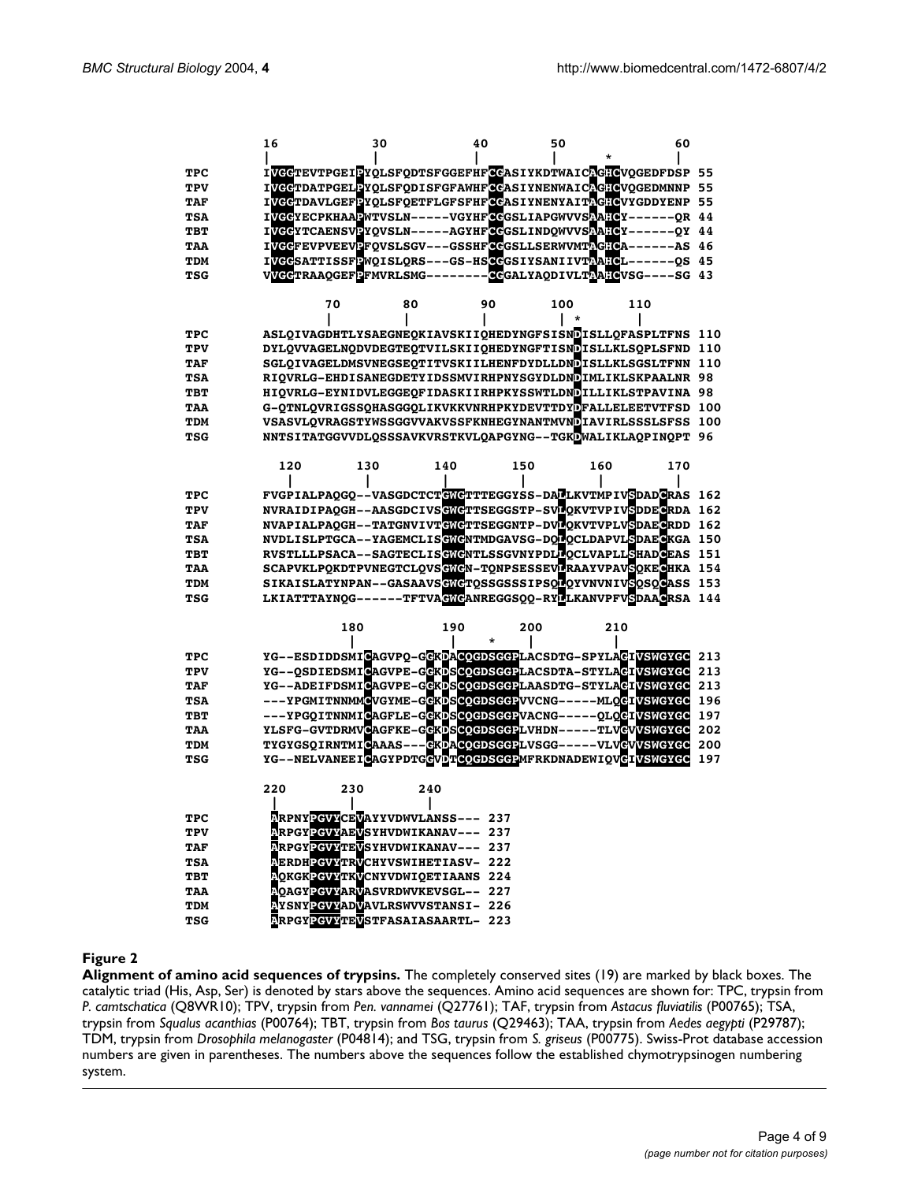```
          16          30         40         50          *     60
          |           |          |          |                 |
TPC       IVGGTEVTPGEIPYQLSFQDTSFGGEFHFCGASIYKDTWAICAGHCVQGEDFDSP 55
TPV       IVGGTDATPGELPYQLSFQDISFGFAWHFCGASIYNENWAICAGHCVQGEDMNNP 55
TAF       IVGGTDAVLGEFPYQLSFQETFLGFSFHFCGASIYNENYAITAGHCVYGDDYENP 55
TSA       IVGGYECPKHAAPWTVSLN-----VGYHFCGGSLIAPGWVVSAAHCY------QR 44
TBT       IVGGYTCAENSVPYQVSLN-----AGYHFCGGSLINDQWVVSAAHCY------QY 44
TAA       IVGGFEVPVEEVPFQVSLSGV---GSSHFCGGSLLSERWVMTAGHCA------AS 46
TDM       IVGGSATTISSFPWQISLQRS---GS-HSCGGSIYSANIIVTAAHCL------QS 45
TSG       VVGGTRAAQGEFPFMVRLSMG--------CGGALYAQDIVLTAAHCVSG----SG 43

             70         80         90        100       110
             |          |          |          | *      |
TPC       ASLQIVAGDHTLYSAEGNEQKIAVSKIIQHEDYNGFSISNDISLLQFASPLTFNS 110
TPV       DYLQVVAGELNQDVDEGTEQTVILSKIIQHEDYNGFTISNDISLLKLSQPLSFND 110
TAF       SGLQIVAGELDMSVNEGSEQTITVSKIILHENFDYDLLDNDISLLKLSGSLTFNN 110
TSA       RIQVRLG-EHDISANEGDETYIDSSMVIRHPNYSGYDLDNDIMLIKLSKPAALNR 98
TBT       HIQVRLG-EYNIDVLEGGEQFIDASKIIRHPKYSSWTLDNDILLIKLSTPAVINA 98
TAA       G-QTNLQVRIGSSQHASGGQLIKVKKVNRHPKYDEVTTDYDFALLELEETVTFSD 100
TDM       VSASVLQVRAGSTYWSSGGVVAKVSSFKNHEGYNANTMVNDIAVIRLSSSLSFSS 100
TSG       NNTSITATGGVVDLQSSSAVKVRSTKVLQAPGYNG--TGKDWALIKLAQPINQPT 96

            120       130       140       150       160       170
             |         |         |         |         |         |
TPC       FVGPIALPAQGQ--VASGDCTCTGWGTTTEGGYSS-DALLKVTMPIVSDADCRAS 162
TPV       NVRAIDIPAQGH--AASGDCIVSGWGTTSEGGSTP-SVLQKVTVPIVSDDECRDA 162
TAF       NVAPIALPAQGH--TATGNVIVTGWGTTSEGGNTP-DVLQKVTVPLVSDAECRDD 162
TSA       NVDLISLPTGCA--YAGEMCLISGWGNTMDGAVSG-DQLQCLDAPVLSDAECKGA 150
TBT       RVSTLLLPSACA--SAGTECLISGWGNTLSSGVNYPDLLQCLVAPLLSHADCEAS 151
TAA       SCAPVKLPQKDTPVNEGTCLQVSGWGN-TQNPSESSEVLRAAYVPAVSQKECHKA 154
TDM       SIKAISLATYNPAN--GASAAVSGWGTQSSGSSSIPSQLQYVNVNIVSQSQCASS 153
TSG       LKIATTTAYNQG------TFTVAGWGANREGGSQQ-RYLLKANVPFVSDAACRSA 144

               180         190          200        210
                |           |    *       |          |
TPC       YG--ESDIDDSMICAGVPQ-GGKDACQGDSGGPLACSDTG-SPYLAGIVSWGYGC 213
TPV       YG--QSDIEDSMICAGVPE-GGKDSCQGDSGGPLACSDTA-STYLAGIVSWGYGC 213
TAF       YG--ADEIFDSMICAGVPE-GGKDSCQGDSGGPLAASDTG-STYLAGIVSWGYGC 213
TSA       ---YPGMITNNMMCVGYME-GGKDSCQGDSGGPVVCNG-----MLQGIVSWGYGC 196
TBT       ---YPGQITNNMICAGFLE-GGKDSCQGDSGGPVACNG-----QLQGIVSWGYGC 197
TAA       YLSFG-GVTDRMVCAGFKE-GGKDSCQGDSGGPLVHDN-----TLVGVVSWGYGC 202
TDM       TYGYGSQIRNTMICAAAS---GKDACQGDSGGPLVSGG-----VLVGVVSWGYGC 200
TSG       YG--NELVANEEICAGYPDTGGVDTCQGDSGGPMFRKDNADEWIQVGIVSWGYGC 197

          220       230       240
          |         |         |
TPC       ARPNYPGVYCEVAYYVDWVLANSS--- 237
TPV       ARPGYPGVYAEVSYHVDWIKANAV--- 237
TAF       ARPGYPGVYTEVSYHVDWIKANAV--- 237
TSA       AERDHPGVYTRVCHYVSWIHETIASV- 222
TBT       AQKGKPGVYTKVCNYVDWIQETIAANS 224
TAA       AQAGYPGVYARVASVRDWVKEVSGL-- 227
TDM       AYSNYPGVYADVAVLRSWVVSTANSI- 226
TSG       ARPGYPGVYTEVSTFASAIASAARTL- 223
```

**Figure 2**

**Alignment of amino acid sequences of trypsins.** The completely conserved sites (19) are marked by black boxes. The catalytic triad (His, Asp, Ser) is denoted by stars above the sequences. Amino acid sequences are shown for: TPC, trypsin from *P. camtschatica* (Q8WR10); TPV, trypsin from *Pen. vannamei* (Q27761); TAF, trypsin from *Astacus fluviatilis* (P00765); TSA, trypsin from *Squalus acanthias* (P00764); TBT, trypsin from *Bos taurus* (Q29463); TAA, trypsin from *Aedes aegypti* (P29787); TDM, trypsin from *Drosophila melanogaster* (P04814); and TSG, trypsin from *S. griseus* (P00775). Swiss-Prot database accession numbers are given in parentheses. The numbers above the sequences follow the established chymotrypsinogen numbering system.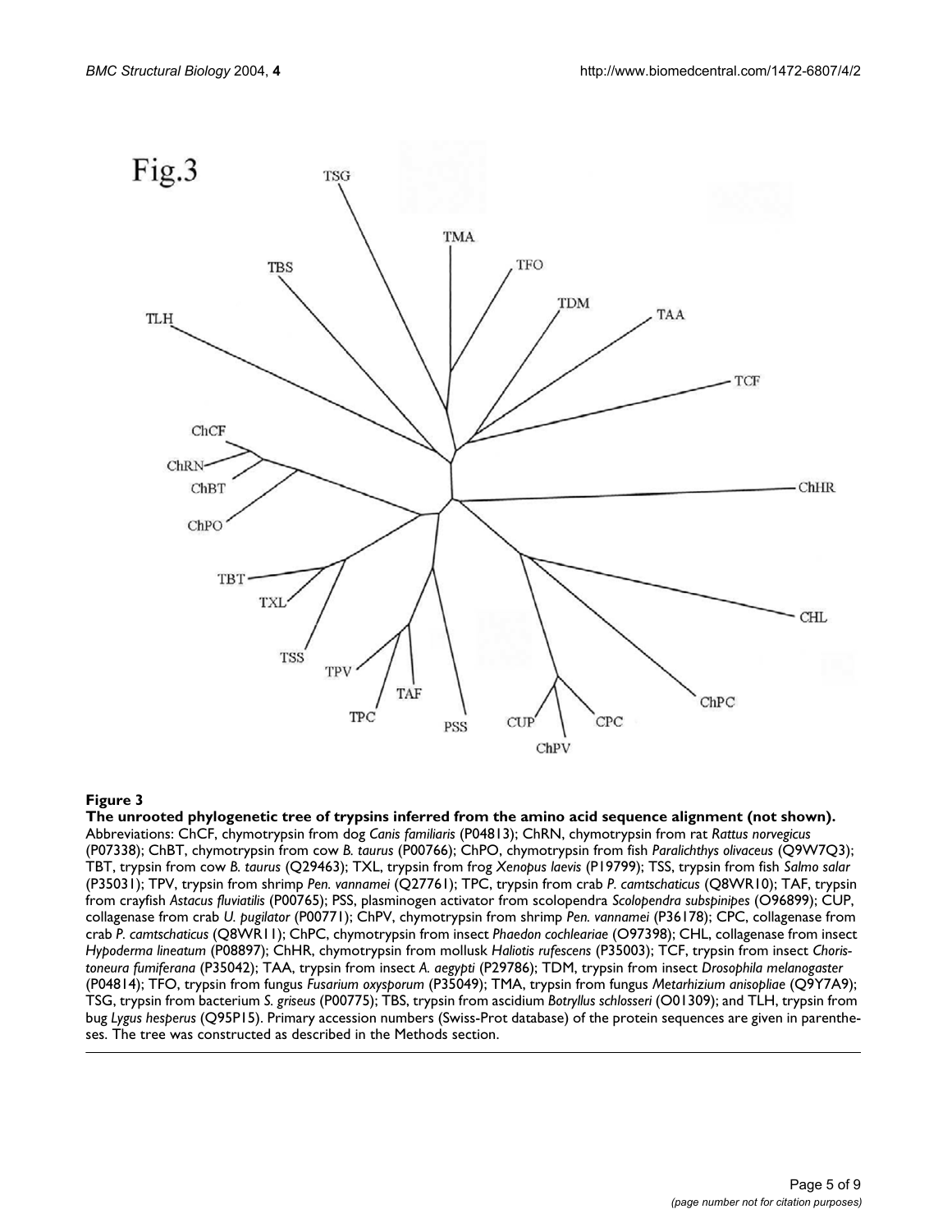**Figure 3**

**The unrooted phylogenetic tree of trypsins inferred from the amino acid sequence alignment (not shown).** Abbreviations: ChCF, chymotrypsin from dog *Canis familiaris* (P04813); ChRN, chymotrypsin from rat *Rattus norvegicus* (P07338); ChBT, chymotrypsin from cow *B. taurus* (P00766); ChPO, chymotrypsin from fish *Paralichthys olivaceus* (Q9W7Q3); TBT, trypsin from cow *B. taurus* (Q29463); TXL, trypsin from frog *Xenopus laevis* (P19799); TSS, trypsin from fish *Salmo salar* (P35031); TPV, trypsin from shrimp *Pen. vannamei* (Q27761); TPC, trypsin from crab *P. camtschaticus* (Q8WR10); TAF, trypsin from crayfish *Astacus fluviatilis* (P00765); PSS, plasminogen activator from scolopendra *Scolopendra subspinipes* (O96899); CUP, collagenase from crab *U. pugilator* (P00771); ChPV, chymotrypsin from shrimp *Pen. vannamei* (P36178); CPC, collagenase from crab *P. camtschaticus* (Q8WR11); ChPC, chymotrypsin from insect *Phaedon cochleariae* (O97398); CHL, collagenase from insect *Hypoderma lineatum* (P08897); ChHR, chymotrypsin from mollusk *Haliotis rufescens* (P35003); TCF, trypsin from insect *Choristoneura fumiferana* (P35042); TAA, trypsin from insect *A. aegypti* (P29786); TDM, trypsin from insect *Drosophila melanogaster* (P04814); TFO, trypsin from fungus *Fusarium oxysporum* (P35049); TMA, trypsin from fungus *Metarhizium anisopliae* (Q9Y7A9); TSG, trypsin from bacterium *S. griseus* (P00775); TBS, trypsin from ascidium *Botryllus schlosseri* (O01309); and TLH, trypsin from bug *Lygus hesperus* (Q95P15). Primary accession numbers (Swiss-Prot database) of the protein sequences are given in parentheses. The tree was constructed as described in the Methods section.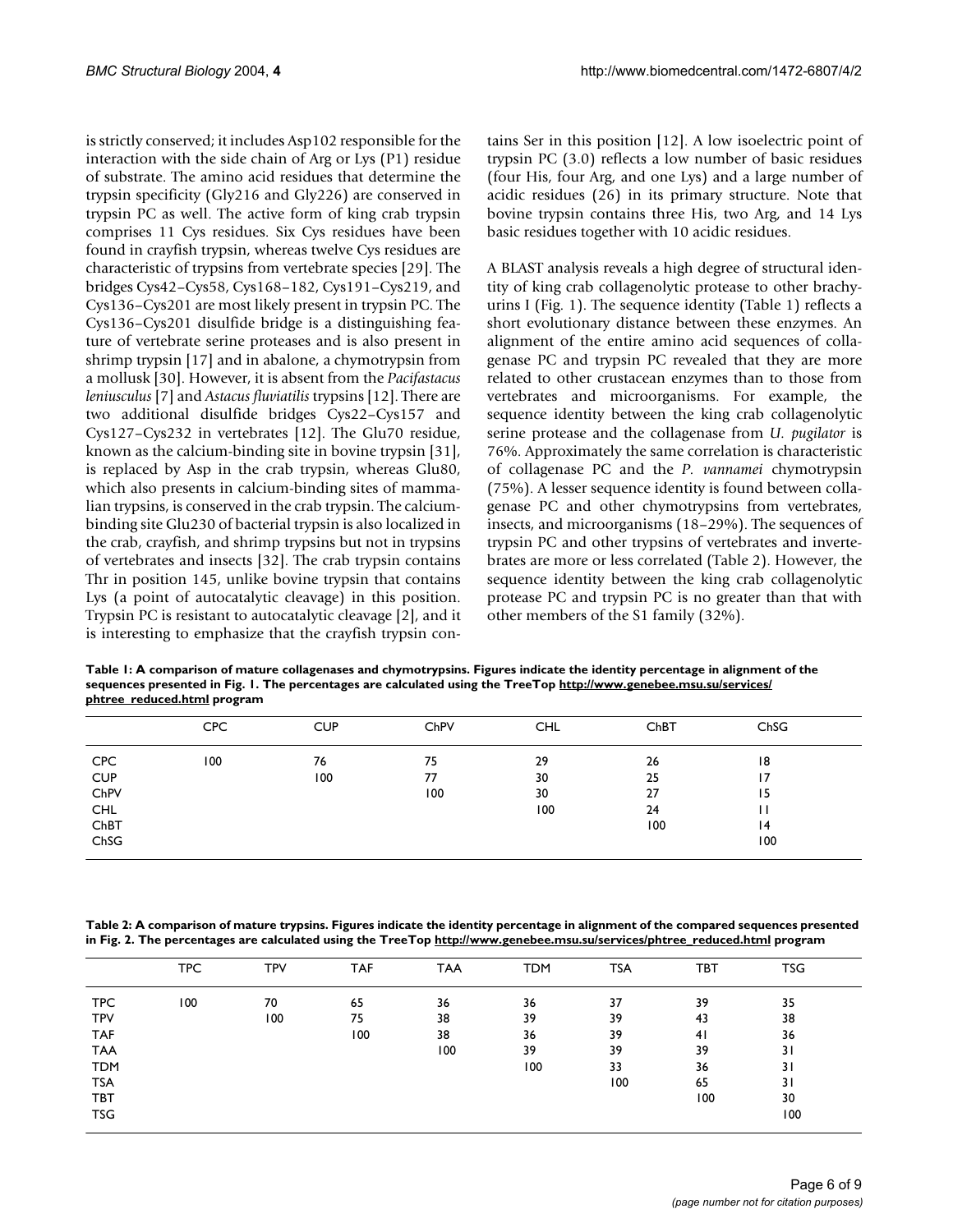is strictly conserved; it includes Asp102 responsible for the interaction with the side chain of Arg or Lys (P1) residue of substrate. The amino acid residues that determine the trypsin specificity (Gly216 and Gly226) are conserved in trypsin PC as well. The active form of king crab trypsin comprises 11 Cys residues. Six Cys residues have been found in crayfish trypsin, whereas twelve Cys residues are characteristic of trypsins from vertebrate species [29]. The bridges Cys42–Cys58, Cys168–182, Cys191–Cys219, and Cys136–Cys201 are most likely present in trypsin PC. The Cys136–Cys201 disulfide bridge is a distinguishing feature of vertebrate serine proteases and is also present in shrimp trypsin [17] and in abalone, a chymotrypsin from a mollusk [30]. However, it is absent from the *Pacifastacus leniusculus* [7] and *Astacus fluviatilis* trypsins [12]. There are two additional disulfide bridges Cys22–Cys157 and Cys127–Cys232 in vertebrates [12]. The Glu70 residue, known as the calcium-binding site in bovine trypsin [31], is replaced by Asp in the crab trypsin, whereas Glu80, which also presents in calcium-binding sites of mammalian trypsins, is conserved in the crab trypsin. The calcium-binding site Glu230 of bacterial trypsin is also localized in the crab, crayfish, and shrimp trypsins but not in trypsins of vertebrates and insects [32]. The crab trypsin contains Thr in position 145, unlike bovine trypsin that contains Lys (a point of autocatalytic cleavage) in this position. Trypsin PC is resistant to autocatalytic cleavage [2], and it is interesting to emphasize that the crayfish trypsin contains Ser in this position [12]. A low isoelectric point of trypsin PC (3.0) reflects a low number of basic residues (four His, four Arg, and one Lys) and a large number of acidic residues (26) in its primary structure. Note that bovine trypsin contains three His, two Arg, and 14 Lys basic residues together with 10 acidic residues.

A BLAST analysis reveals a high degree of structural identity of king crab collagenolytic protease to other brachyurins I (Fig. 1). The sequence identity (Table 1) reflects a short evolutionary distance between these enzymes. An alignment of the entire amino acid sequences of collagenase PC and trypsin PC revealed that they are more related to other crustacean enzymes than to those from vertebrates and microorganisms. For example, the sequence identity between the king crab collagenolytic serine protease and the collagenase from *U. pugilator* is 76%. Approximately the same correlation is characteristic of collagenase PC and the *P. vannamei* chymotrypsin (75%). A lesser sequence identity is found between collagenase PC and other chymotrypsins from vertebrates, insects, and microorganisms (18–29%). The sequences of trypsin PC and other trypsins of vertebrates and invertebrates are more or less correlated (Table 2). However, the sequence identity between the king crab collagenolytic protease PC and trypsin PC is no greater than that with other members of the S1 family (32%).

**Table 1: A comparison of mature collagenases and chymotrypsins. Figures indicate the identity percentage in alignment of the sequences presented in Fig. 1. The percentages are calculated using the TreeTop http://www.genebee.msu.su/services/phtree_reduced.html program**

| | CPC | CUP | ChPV | CHL | ChBT | ChSG |
|---|---|---|---|---|---|---|
| CPC | 100 | 76 | 75 | 29 | 26 | 18 |
| CUP | | 100 | 77 | 30 | 25 | 17 |
| ChPV | | | 100 | 30 | 27 | 15 |
| CHL | | | | 100 | 24 | 11 |
| ChBT | | | | | 100 | 14 |
| ChSG | | | | | | 100 |

**Table 2: A comparison of mature trypsins. Figures indicate the identity percentage in alignment of the compared sequences presented in Fig. 2. The percentages are calculated using the TreeTop http://www.genebee.msu.su/services/phtree_reduced.html program**

| | TPC | TPV | TAF | TAA | TDM | TSA | TBT | TSG |
|---|---|---|---|---|---|---|---|---|
| TPC | 100 | 70 | 65 | 36 | 36 | 37 | 39 | 35 |
| TPV | | 100 | 75 | 38 | 39 | 39 | 43 | 38 |
| TAF | | | 100 | 38 | 36 | 39 | 41 | 36 |
| TAA | | | | 100 | 39 | 39 | 39 | 31 |
| TDM | | | | | 100 | 33 | 36 | 31 |
| TSA | | | | | | 100 | 65 | 31 |
| TBT | | | | | | | 100 | 30 |
| TSG | | | | | | | | 100 |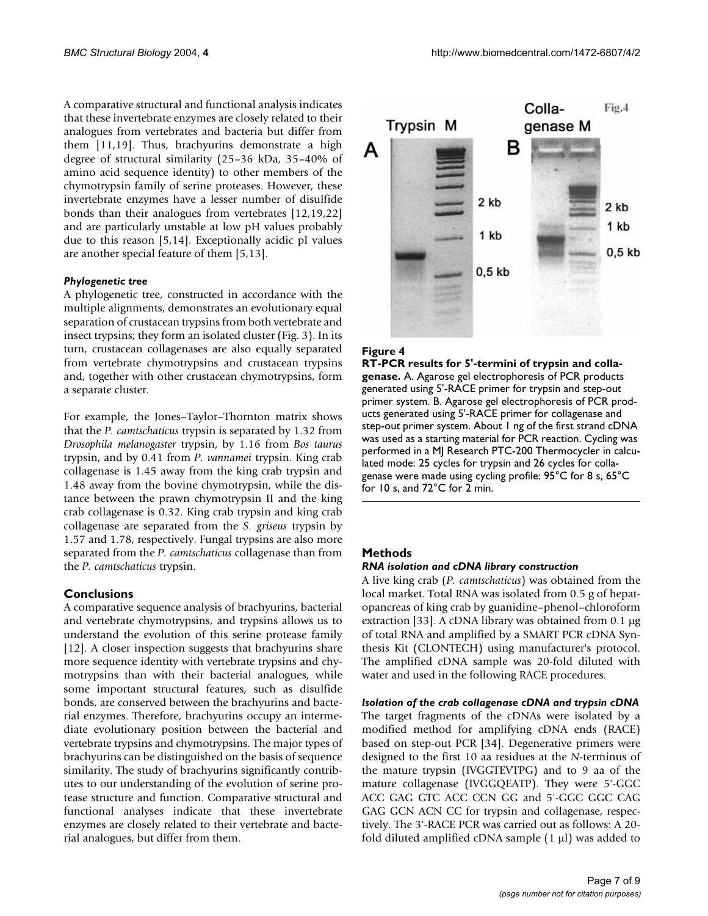A comparative structural and functional analysis indicates that these invertebrate enzymes are closely related to their analogues from vertebrates and bacteria but differ from them [11,19]. Thus, brachyurins demonstrate a high degree of structural similarity (25–36 kDa, 35–40% of amino acid sequence identity) to other members of the chymotrypsin family of serine proteases. However, these invertebrate enzymes have a lesser number of disulfide bonds than their analogues from vertebrates [12,19,22] and are particularly unstable at low pH values probably due to this reason [5,14]. Exceptionally acidic pI values are another special feature of them [5,13].

### *Phylogenetic tree*

A phylogenetic tree, constructed in accordance with the multiple alignments, demonstrates an evolutionary equal separation of crustacean trypsins from both vertebrate and insect trypsins; they form an isolated cluster (Fig. 3). In its turn, crustacean collagenases are also equally separated from vertebrate chymotrypsins and crustacean trypsins and, together with other crustacean chymotrypsins, form a separate cluster.

For example, the Jones–Taylor–Thornton matrix shows that the *P. camtschaticus* trypsin is separated by 1.32 from *Drosophila melanogaster* trypsin, by 1.16 from *Bos taurus* trypsin, and by 0.41 from *P. vannamei* trypsin. King crab collagenase is 1.45 away from the king crab trypsin and 1.48 away from the bovine chymotrypsin, while the distance between the prawn chymotrypsin II and the king crab collagenase is 0.32. King crab trypsin and king crab collagenase are separated from the *S. griseus* trypsin by 1.57 and 1.78, respectively. Fungal trypsins are also more separated from the *P. camtschaticus* collagenase than from the *P. camtschaticus* trypsin.

## Conclusions

A comparative sequence analysis of brachyurins, bacterial and vertebrate chymotrypsins, and trypsins allows us to understand the evolution of this serine protease family [12]. A closer inspection suggests that brachyurins share more sequence identity with vertebrate trypsins and chymotrypsins than with their bacterial analogues, while some important structural features, such as disulfide bonds, are conserved between the brachyurins and bacterial enzymes. Therefore, brachyurins occupy an intermediate evolutionary position between the bacterial and vertebrate trypsins and chymotrypsins. The major types of brachyurins can be distinguished on the basis of sequence similarity. The study of brachyurins significantly contributes to our understanding of the evolution of serine protease structure and function. Comparative structural and functional analyses indicate that these invertebrate enzymes are closely related to their vertebrate and bacterial analogues, but differ from them.

**Figure 4**

**RT-PCR results for 5'-termini of trypsin and collagenase.** A. Agarose gel electrophoresis of PCR products generated using 5'-RACE primer for trypsin and step-out primer system. B. Agarose gel electrophoresis of PCR products generated using 5'-RACE primer for collagenase and step-out primer system. About 1 ng of the first strand cDNA was used as a starting material for PCR reaction. Cycling was performed in a MJ Research PTC-200 Thermocycler in calculated mode: 25 cycles for trypsin and 26 cycles for collagenase were made using cycling profile: 95°C for 8 s, 65°C for 10 s, and 72°C for 2 min.

## Methods

### *RNA isolation and cDNA library construction*

A live king crab (*P. camtschaticus*) was obtained from the local market. Total RNA was isolated from 0.5 g of hepatopancreas of king crab by guanidine–phenol–chloroform extraction [33]. A cDNA library was obtained from 0.1 μg of total RNA and amplified by a SMART PCR cDNA Synthesis Kit (CLONTECH) using manufacturer's protocol. The amplified cDNA sample was 20-fold diluted with water and used in the following RACE procedures.

### *Isolation of the crab collagenase cDNA and trypsin cDNA*

The target fragments of the cDNAs were isolated by a modified method for amplifying cDNA ends (RACE) based on step-out PCR [34]. Degenerative primers were designed to the first 10 aa residues at the *N*-terminus of the mature trypsin (IVGGTEVTPG) and to 9 aa of the mature collagenase (IVGGQEATP). They were 5'-GGC ACC GAG GTC ACC CCN GG and 5'-GGC GGC CAG GAG GCN ACN CC for trypsin and collagenase, respectively. The 3'-RACE PCR was carried out as follows: A 20-fold diluted amplified cDNA sample (1 μl) was added to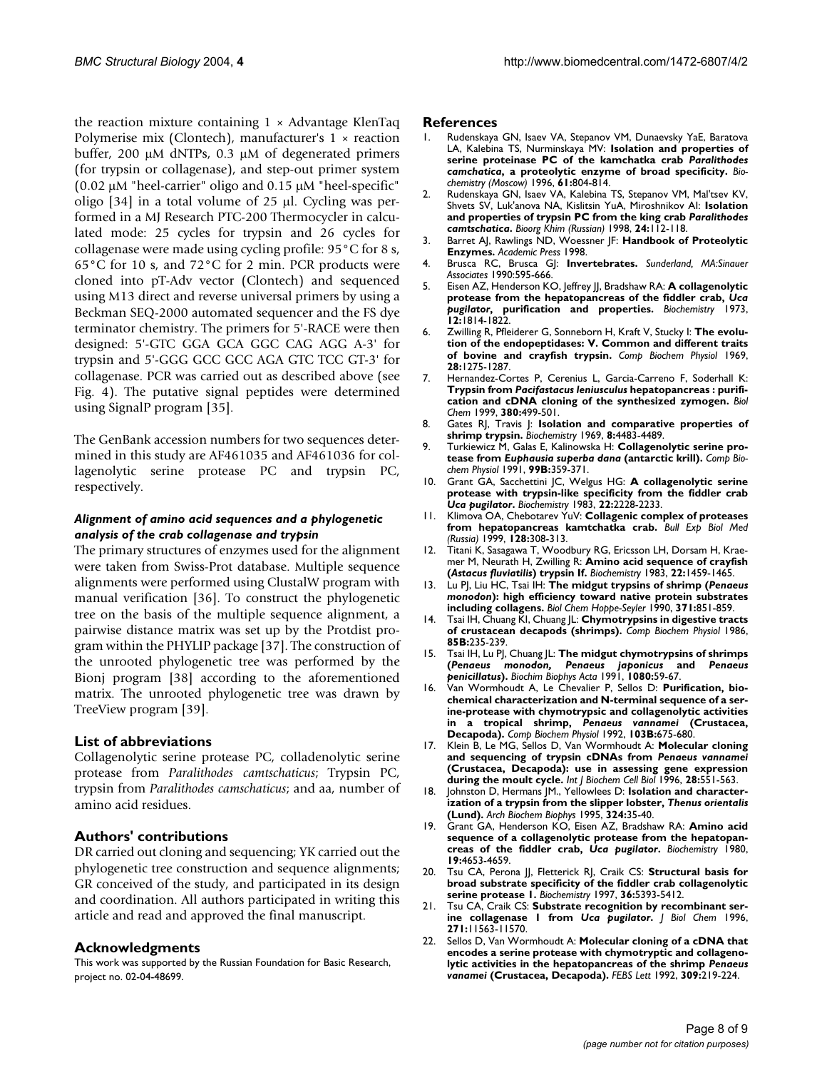the reaction mixture containing 1 × Advantage KlenTaq Polymerise mix (Clontech), manufacturer's 1 × reaction buffer, 200 μM dNTPs, 0.3 μM of degenerated primers (for trypsin or collagenase), and step-out primer system (0.02 μM "heel-carrier" oligo and 0.15 μM "heel-specific" oligo [34] in a total volume of 25 μl. Cycling was performed in a MJ Research PTC-200 Thermocycler in calculated mode: 25 cycles for trypsin and 26 cycles for collagenase were made using cycling profile: 95°C for 8 s, 65°C for 10 s, and 72°C for 2 min. PCR products were cloned into pT-Adv vector (Clontech) and sequenced using M13 direct and reverse universal primers by using a Beckman SEQ-2000 automated sequencer and the FS dye terminator chemistry. The primers for 5'-RACE were then designed: 5'-GTC GGA GCA GGC CAG AGG A-3' for trypsin and 5'-GGG GCC GCC AGA GTC TCC GT-3' for collagenase. PCR was carried out as described above (see Fig. 4). The putative signal peptides were determined using SignalP program [35].

The GenBank accession numbers for two sequences determined in this study are AF461035 and AF461036 for collagenolytic serine protease PC and trypsin PC, respectively.

### *Alignment of amino acid sequences and a phylogenetic analysis of the crab collagenase and trypsin*

The primary structures of enzymes used for the alignment were taken from Swiss-Prot database. Multiple sequence alignments were performed using ClustalW program with manual verification [36]. To construct the phylogenetic tree on the basis of the multiple sequence alignment, a pairwise distance matrix was set up by the Protdist program within the PHYLIP package [37]. The construction of the unrooted phylogenetic tree was performed by the Bionj program [38] according to the aforementioned matrix. The unrooted phylogenetic tree was drawn by TreeView program [39].

## List of abbreviations

Collagenolytic serine protease PC, colladenolytic serine protease from *Paralithodes camtschaticus*; Trypsin PC, trypsin from *Paralithodes camschaticus*; and aa, number of amino acid residues.

## Authors' contributions

DR carried out cloning and sequencing; YK carried out the phylogenetic tree construction and sequence alignments; GR conceived of the study, and participated in its design and coordination. All authors participated in writing this article and read and approved the final manuscript.

## Acknowledgments

This work was supported by the Russian Foundation for Basic Research, project no. 02-04-48699.

## References

1. Rudenskaya GN, Isaev VA, Stepanov VM, Dunaevsky YaE, Baratova LA, Kalebina TS, Nurminskaya MV: **Isolation and properties of serine proteinase PC of the kamchatka crab *Paralithodes camchatica*, a proteolytic enzyme of broad specificity.** *Biochemistry (Moscow)* 1996, **61:**804-814.
2. Rudenskaya GN, Isaev VA, Kalebina TS, Stepanov VM, Mal'tsev KV, Shvets SV, Luk'anova NA, Kislitsin YuA, Miroshnikov AI: **Isolation and properties of trypsin PC from the king crab *Paralithodes camtschatica*.** *Bioorg Khim (Russian)* 1998, **24:**112-118.
3. Barret AJ, Rawlings ND, Woessner JF: **Handbook of Proteolytic Enzymes.** *Academic Press* 1998.
4. Brusca RC, Brusca GJ: **Invertebrates.** *Sunderland, MA:Sinauer Associates* 1990:595-666.
5. Eisen AZ, Henderson KO, Jeffrey JJ, Bradshaw RA: **A collagenolytic protease from the hepatopancreas of the fiddler crab, *Uca pugilator*, purification and properties.** *Biochemistry* 1973, **12:**1814-1822.
6. Zwilling R, Pfleiderer G, Sonneborn H, Kraft V, Stucky I: **The evolution of the endopeptidases: V. Common and different traits of bovine and crayfish trypsin.** *Comp Biochem Physiol* 1969, **28:**1275-1287.
7. Hernandez-Cortes P, Cerenius L, Garcia-Carreno F, Soderhall K: **Trypsin from *Pacifastacus leniusculus* hepatopancreas : purification and cDNA cloning of the synthesized zymogen.** *Biol Chem* 1999, **380:**499-501.
8. Gates RJ, Travis J: **Isolation and comparative properties of shrimp trypsin.** *Biochemistry* 1969, **8:**4483-4489.
9. Turkiewicz M, Galas E, Kalinowska H: **Collagenolytic serine protease from *Euphausia superba dana* (antarctic krill).** *Comp Biochem Physiol* 1991, **99B:**359-371.
10. Grant GA, Sacchettini JC, Welgus HG: **A collagenolytic serine protease with trypsin-like specificity from the fiddler crab *Uca pugilator*.** *Biochemistry* 1983, **22:**2228-2233.
11. Klimova OA, Chebotarev YuV: **Collagenic complex of proteases from hepatopancreas kamtchatka crab.** *Bull Exp Biol Med (Russia)* 1999, **128:**308-313.
12. Titani K, Sasagawa T, Woodbury RG, Ericsson LH, Dorsam H, Kraemer M, Neurath H, Zwilling R: **Amino acid sequence of crayfish (*Astacus fluviatilis*) trypsin If.** *Biochemistry* 1983, **22:**1459-1465.
13. Lu PJ, Liu HC, Tsai IH: **The midgut trypsins of shrimp (*Penaeus monodon*): high efficiency toward native protein substrates including collagens.** *Biol Chem Hoppe-Seyler* 1990, **371:**851-859.
14. Tsai IH, Chuang KI, Chuang JL: **Chymotrypsins in digestive tracts of crustacean decapods (shrimps).** *Comp Biochem Physiol* 1986, **85B:**235-239.
15. Tsai IH, Lu PJ, Chuang JL: **The midgut chymotrypsins of shrimps (*Penaeus monodon*, *Penaeus japonicus* and *Penaeus penicillatus*).** *Biochim Biophys Acta* 1991, **1080:**59-67.
16. Van Wormhoudt A, Le Chevalier P, Sellos D: **Purification, biochemical characterization and N-terminal sequence of a serine-protease with chymotrypsic and collagenolytic activities in a tropical shrimp, *Penaeus vannamei* (Crustacea, Decapoda).** *Comp Biochem Physiol* 1992, **103B:**675-680.
17. Klein B, Le MG, Sellos D, Van Wormhoudt A: **Molecular cloning and sequencing of trypsin cDNAs from *Penaeus vannamei* (Crustacea, Decapoda): use in assessing gene expression during the moult cycle.** *Int J Biochem Cell Biol* 1996, **28:**551-563.
18. Johnston D, Hermans JM., Yellowlees D: **Isolation and characterization of a trypsin from the slipper lobster, *Thenus orientalis* (Lund).** *Arch Biochem Biophys* 1995, **324:**35-40.
19. Grant GA, Henderson KO, Eisen AZ, Bradshaw RA: **Amino acid sequence of a collagenolytic protease from the hepatopancreas of the fiddler crab, *Uca pugilator*.** *Biochemistry* 1980, **19:**4653-4659.
20. Tsu CA, Perona JJ, Fletterick RJ, Craik CS: **Structural basis for broad substrate specificity of the fiddler crab collagenolytic serine protease 1.** *Biochemistry* 1997, **36:**5393-5412.
21. Tsu CA, Craik CS: **Substrate recognition by recombinant serine collagenase 1 from *Uca pugilator*.** *J Biol Chem* 1996, **271:**11563-11570.
22. Sellos D, Van Wormhoudt A: **Molecular cloning of a cDNA that encodes a serine protease with chymotryptic and collagenolytic activities in the hepatopancreas of the shrimp *Penaeus vanamei* (Crustacea, Decapoda).** *FEBS Lett* 1992, **309:**219-224.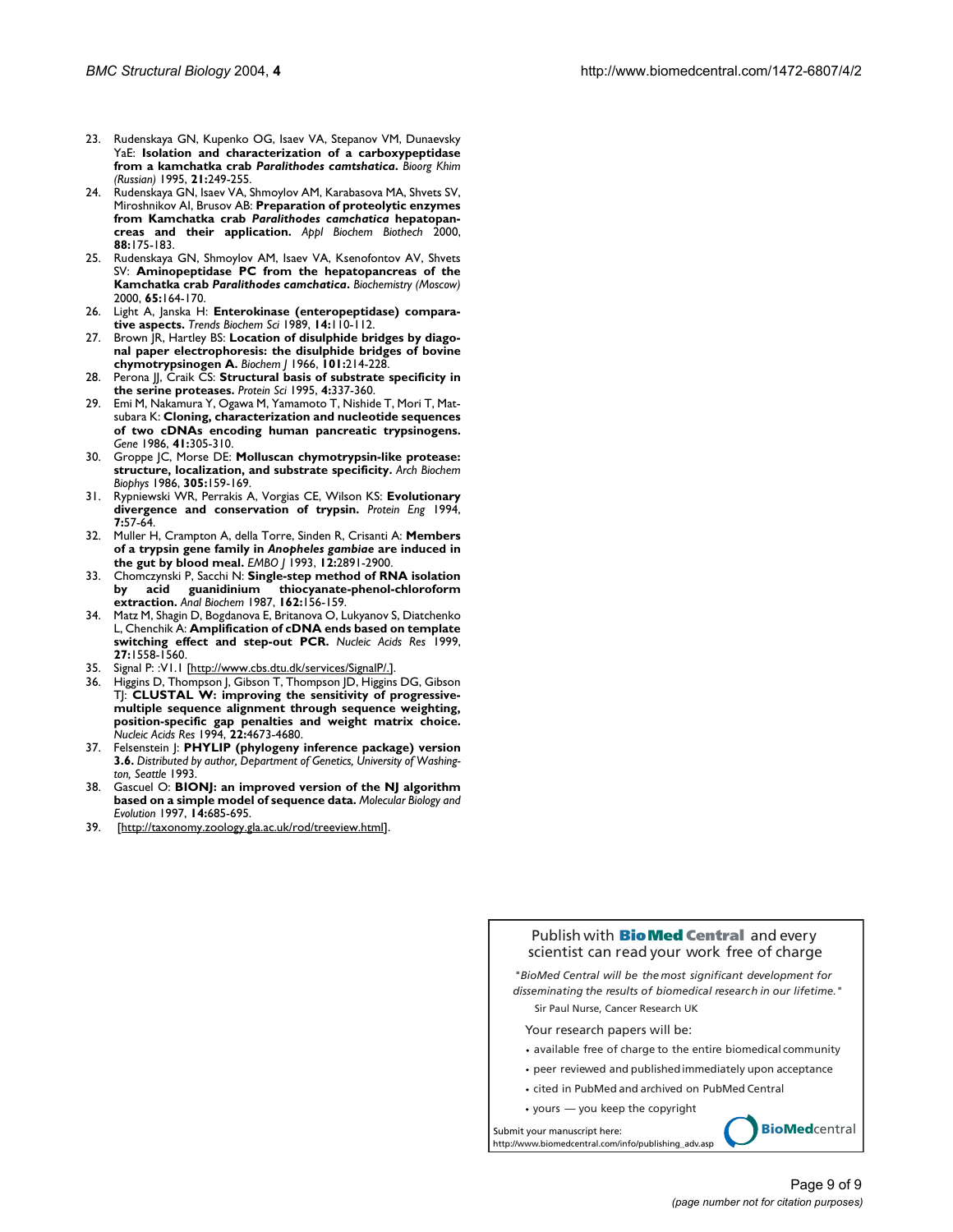23. Rudenskaya GN, Kupenko OG, Isaev VA, Stepanov VM, Dunaevsky YaE: **Isolation and characterization of a carboxypeptidase from a kamchatka crab *Paralithodes camtshatica*.** *Bioorg Khim (Russian)* 1995, **21:**249-255.
24. Rudenskaya GN, Isaev VA, Shmoylov AM, Karabasova MA, Shvets SV, Miroshnikov AI, Brusov AB: **Preparation of proteolytic enzymes from Kamchatka crab *Paralithodes camchatica* hepatopancreas and their application.** *Appl Biochem Biothech* 2000, **88:**175-183.
25. Rudenskaya GN, Shmoylov AM, Isaev VA, Ksenofontov AV, Shvets SV: **Aminopeptidase PC from the hepatopancreas of the Kamchatka crab *Paralithodes camchatica*.** *Biochemistry (Moscow)* 2000, **65:**164-170.
26. Light A, Janska H: **Enterokinase (enteropeptidase) comparative aspects.** *Trends Biochem Sci* 1989, **14:**110-112.
27. Brown JR, Hartley BS: **Location of disulphide bridges by diagonal paper electrophoresis: the disulphide bridges of bovine chymotrypsinogen A.** *Biochem J* 1966, **101:**214-228.
28. Perona JJ, Craik CS: **Structural basis of substrate specificity in the serine proteases.** *Protein Sci* 1995, **4:**337-360.
29. Emi M, Nakamura Y, Ogawa M, Yamamoto T, Nishide T, Mori T, Matsubara K: **Cloning, characterization and nucleotide sequences of two cDNAs encoding human pancreatic trypsinogens.** *Gene* 1986, **41:**305-310.
30. Groppe JC, Morse DE: **Molluscan chymotrypsin-like protease: structure, localization, and substrate specificity.** *Arch Biochem Biophys* 1986, **305:**159-169.
31. Rypniewski WR, Perrakis A, Vorgias CE, Wilson KS: **Evolutionary divergence and conservation of trypsin.** *Protein Eng* 1994, **7:**57-64.
32. Muller H, Crampton A, della Torre, Sinden R, Crisanti A: **Members of a trypsin gene family in *Anopheles gambiae* are induced in the gut by blood meal.** *EMBO J* 1993, **12:**2891-2900.
33. Chomczynski P, Sacchi N: **Single-step method of RNA isolation by acid guanidinium thiocyanate-phenol-chloroform extraction.** *Anal Biochem* 1987, **162:**156-159.
34. Matz M, Shagin D, Bogdanova E, Britanova O, Lukyanov S, Diatchenko L, Chenchik A: **Amplification of cDNA ends based on template switching effect and step-out PCR.** *Nucleic Acids Res* 1999, **27:**1558-1560.
35. Signal P: :V1.1 [http://www.cbs.dtu.dk/services/SignalP/.].
36. Higgins D, Thompson J, Gibson T, Thompson JD, Higgins DG, Gibson TJ: **CLUSTAL W: improving the sensitivity of progressive-multiple sequence alignment through sequence weighting, position-specific gap penalties and weight matrix choice.** *Nucleic Acids Res* 1994, **22:**4673-4680.
37. Felsenstein J: **PHYLIP (phylogeny inference package) version 3.6.** *Distributed by author, Department of Genetics, University of Washington, Seattle* 1993.
38. Gascuel O: **BIONJ: an improved version of the NJ algorithm based on a simple model of sequence data.** *Molecular Biology and Evolution* 1997, **14:**685-695.
39. [http://taxonomy.zoology.gla.ac.uk/rod/treeview.html].

Publish with **BioMed Central** and every scientist can read your work free of charge

*"BioMed Central will be the most significant development for disseminating the results of biomedical research in our lifetime."*
Sir Paul Nurse, Cancer Research UK

Your research papers will be:

- available free of charge to the entire biomedical community
- peer reviewed and published immediately upon acceptance
- cited in PubMed and archived on PubMed Central
- yours — you keep the copyright

Submit your manuscript here:
http://www.biomedcentral.com/info/publishing_adv.asp

**BioMed**central